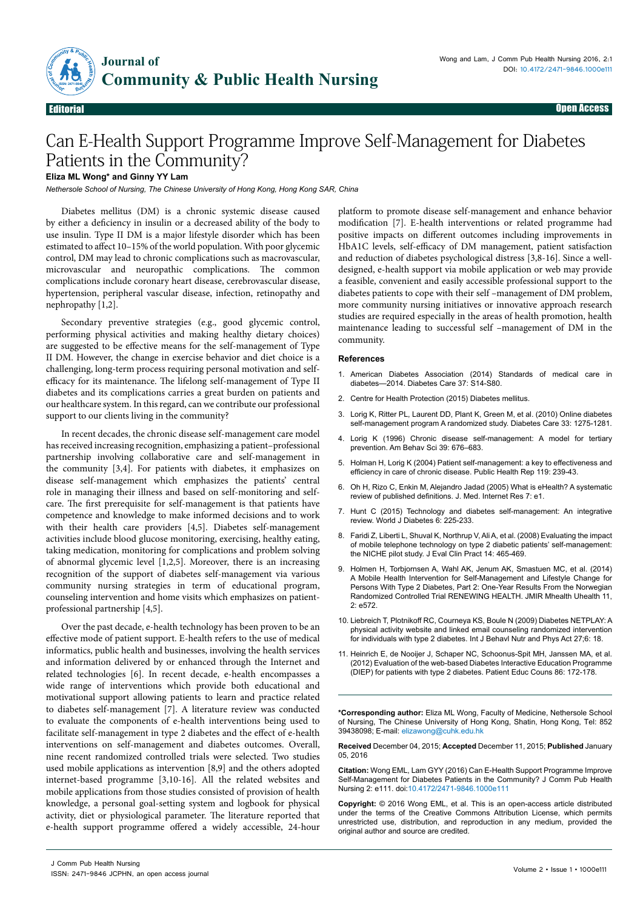**Editorial** **Open Access**

# Can E-Health Support Programme Improve Self-Management for Diabetes Patients in the Community?

**Eliza ML Wong*** **and Ginny YY Lam**

*Nethersole School of Nursing, The Chinese University of Hong Kong, Hong Kong SAR, China*

Diabetes mellitus (DM) is a chronic systemic disease caused by either a deficiency in insulin or a decreased ability of the body to use insulin. Type II DM is a major lifestyle disorder which has been estimated to affect 10–15% of the world population. With poor glycemic control, DM may lead to chronic complications such as macrovascular, microvascular and neuropathic complications. The common complications include coronary heart disease, cerebrovascular disease, hypertension, peripheral vascular disease, infection, retinopathy and nephropathy [1,2].

Secondary preventive strategies (e.g., good glycemic control, performing physical activities and making healthy dietary choices) are suggested to be effective means for the self-management of Type II DM. However, the change in exercise behavior and diet choice is a challenging, long-term process requiring personal motivation and self-efficacy for its maintenance. The lifelong self-management of Type II diabetes and its complications carries a great burden on patients and our healthcare system. In this regard, can we contribute our professional support to our clients living in the community?

In recent decades, the chronic disease self-management care model has received increasing recognition, emphasizing a patient–professional partnership involving collaborative care and self-management in the community [3,4]. For patients with diabetes, it emphasizes on disease self-management which emphasizes the patients' central role in managing their illness and based on self-monitoring and self-care. The first prerequisite for self-management is that patients have competence and knowledge to make informed decisions and to work with their health care providers [4,5]. Diabetes self-management activities include blood glucose monitoring, exercising, healthy eating, taking medication, monitoring for complications and problem solving of abnormal glycemic level [1,2,5]. Moreover, there is an increasing recognition of the support of diabetes self-management via various community nursing strategies in term of educational program, counseling intervention and home visits which emphasizes on patient-professional partnership [4,5].

Over the past decade, e-health technology has been proven to be an effective mode of patient support. E-health refers to the use of medical informatics, public health and businesses, involving the health services and information delivered by or enhanced through the Internet and related technologies [6]. In recent decade, e-health encompasses a wide range of interventions which provide both educational and motivational support allowing patients to learn and practice related to diabetes self-management [7]. A literature review was conducted to evaluate the components of e-health interventions being used to facilitate self-management in type 2 diabetes and the effect of e-health interventions on self-management and diabetes outcomes. Overall, nine recent randomized controlled trials were selected. Two studies used mobile applications as intervention [8,9] and the others adopted internet-based programme [3,10-16]. All the related websites and mobile applications from those studies consisted of provision of health knowledge, a personal goal-setting system and logbook for physical activity, diet or physiological parameter. The literature reported that e-health support programme offered a widely accessible, 24-hour platform to promote disease self-management and enhance behavior modification [7]. E-health interventions or related programme had positive impacts on different outcomes including improvements in HbA1C levels, self-efficacy of DM management, patient satisfaction and reduction of diabetes psychological distress [3,8-16]. Since a well-designed, e-health support via mobile application or web may provide a feasible, convenient and easily accessible professional support to the diabetes patients to cope with their self –management of DM problem, more community nursing initiatives or innovative approach research studies are required especially in the areas of health promotion, health maintenance leading to successful self –management of DM in the community.

## References

1. American Diabetes Association (2014) Standards of medical care in diabetes—2014. Diabetes Care 37: S14-S80.
2. Centre for Health Protection (2015) Diabetes mellitus.
3. Lorig K, Ritter PL, Laurent DD, Plant K, Green M, et al. (2010) Online diabetes self-management program A randomized study. Diabetes Care 33: 1275-1281.
4. Lorig K (1996) Chronic disease self-management: A model for tertiary prevention. Am Behav Sci 39: 676–683.
5. Holman H, Lorig K (2004) Patient self-management: a key to effectiveness and efficiency in care of chronic disease. Public Health Rep 119: 239-43.
6. Oh H, Rizo C, Enkin M, Alejandro Jadad (2005) What is eHealth? A systematic review of published definitions. J. Med. Internet Res 7: e1.
7. Hunt C (2015) Technology and diabetes self-management: An integrative review. World J Diabetes 6: 225-233.
8. Faridi Z, Liberti L, Shuval K, Northrup V, Ali A, et al. (2008) Evaluating the impact of mobile telephone technology on type 2 diabetic patients' self-management: the NICHE pilot study. J Eval Clin Pract 14: 465-469.
9. Holmen H, Torbjornsen A, Wahl AK, Jenum AK, Smastuen MC, et al. (2014) A Mobile Health Intervention for Self-Management and Lifestyle Change for Persons With Type 2 Diabetes, Part 2: One-Year Results From the Norwegian Randomized Controlled Trial RENEWING HEALTH. JMIR Mhealth Uhealth 11, 2: e572.
10. Liebreich T, Plotnikoff RC, Courneya KS, Boule N (2009) Diabetes NETPLAY: A physical activity website and linked email counseling randomized intervention for individuals with type 2 diabetes. Int J Behavl Nutr and Phys Act 27;6: 18.
11. Heinrich E, de Nooijer J, Schaper NC, Schoonus-Spit MH, Janssen MA, et al. (2012) Evaluation of the web-based Diabetes Interactive Education Programme (DIEP) for patients with type 2 diabetes. Patient Educ Couns 86: 172-178.

**\*Corresponding author:** Eliza ML Wong, Faculty of Medicine, Nethersole School of Nursing, The Chinese University of Hong Kong, Shatin, Hong Kong, Tel: 852 39438098; E-mail: elizawong@cuhk.edu.hk

**Received** December 04, 2015; **Accepted** December 11, 2015; **Published** January 05, 2016

**Citation:** Wong EML, Lam GYY (2016) Can E-Health Support Programme Improve Self-Management for Diabetes Patients in the Community? J Comm Pub Health Nursing 2: e111. doi:10.4172/2471-9846.1000e111

**Copyright:** © 2016 Wong EML, et al. This is an open-access article distributed under the terms of the Creative Commons Attribution License, which permits unrestricted use, distribution, and reproduction in any medium, provided the original author and source are credited.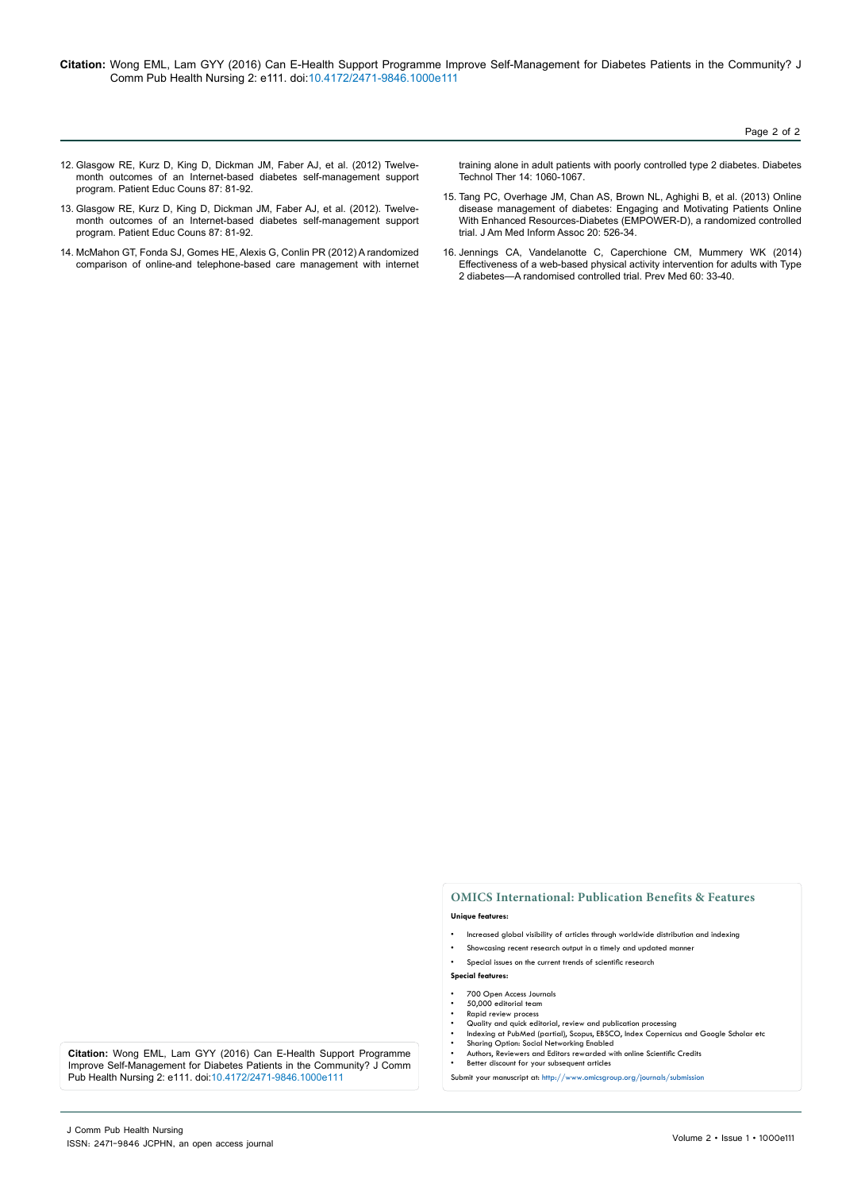12. Glasgow RE, Kurz D, King D, Dickman JM, Faber AJ, et al. (2012) Twelve-month outcomes of an Internet-based diabetes self-management support program. Patient Educ Couns 87: 81-92.

13. Glasgow RE, Kurz D, King D, Dickman JM, Faber AJ, et al. (2012). Twelve-month outcomes of an Internet-based diabetes self-management support program. Patient Educ Couns 87: 81-92.

14. McMahon GT, Fonda SJ, Gomes HE, Alexis G, Conlin PR (2012) A randomized comparison of online-and telephone-based care management with internet training alone in adult patients with poorly controlled type 2 diabetes. Diabetes Technol Ther 14: 1060-1067.

15. Tang PC, Overhage JM, Chan AS, Brown NL, Aghighi B, et al. (2013) Online disease management of diabetes: Engaging and Motivating Patients Online With Enhanced Resources-Diabetes (EMPOWER-D), a randomized controlled trial. J Am Med Inform Assoc 20: 526-34.

16. Jennings CA, Vandelanotte C, Caperchione CM, Mummery WK (2014) Effectiveness of a web-based physical activity intervention for adults with Type 2 diabetes—A randomised controlled trial. Prev Med 60: 33-40.

**Citation:** Wong EML, Lam GYY (2016) Can E-Health Support Programme Improve Self-Management for Diabetes Patients in the Community? J Comm Pub Health Nursing 2: e111. doi:10.4172/2471-9846.1000e111

## OMICS International: Publication Benefits & Features

**Unique features:**

- Increased global visibility of articles through worldwide distribution and indexing
- Showcasing recent research output in a timely and updated manner
- Special issues on the current trends of scientific research

**Special features:**

- 700 Open Access Journals
- 50,000 editorial team
- Rapid review process
- Quality and quick editorial, review and publication processing
- Indexing at PubMed (partial), Scopus, EBSCO, Index Copernicus and Google Scholar etc
- Sharing Option: Social Networking Enabled
- Authors, Reviewers and Editors rewarded with online Scientific Credits
- Better discount for your subsequent articles

Submit your manuscript at: http://www.omicsgroup.org/journals/submission